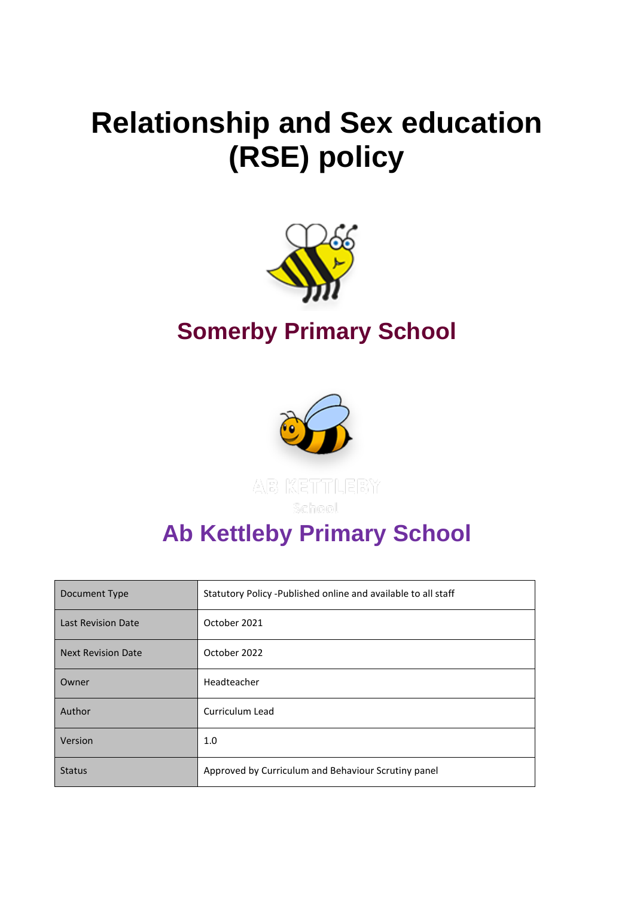# Relationship and Sex education (RSE) policy

## Somerby Primary School

AB KETTLEBY
School

## Ab Kettleby Primary School

| Document Type | Statutory Policy -Published online and available to all staff |
| --- | --- |
| Last Revision Date | October 2021 |
| Next Revision Date | October 2022 |
| Owner | Headteacher |
| Author | Curriculum Lead |
| Version | 1.0 |
| Status | Approved by Curriculum and Behaviour Scrutiny panel |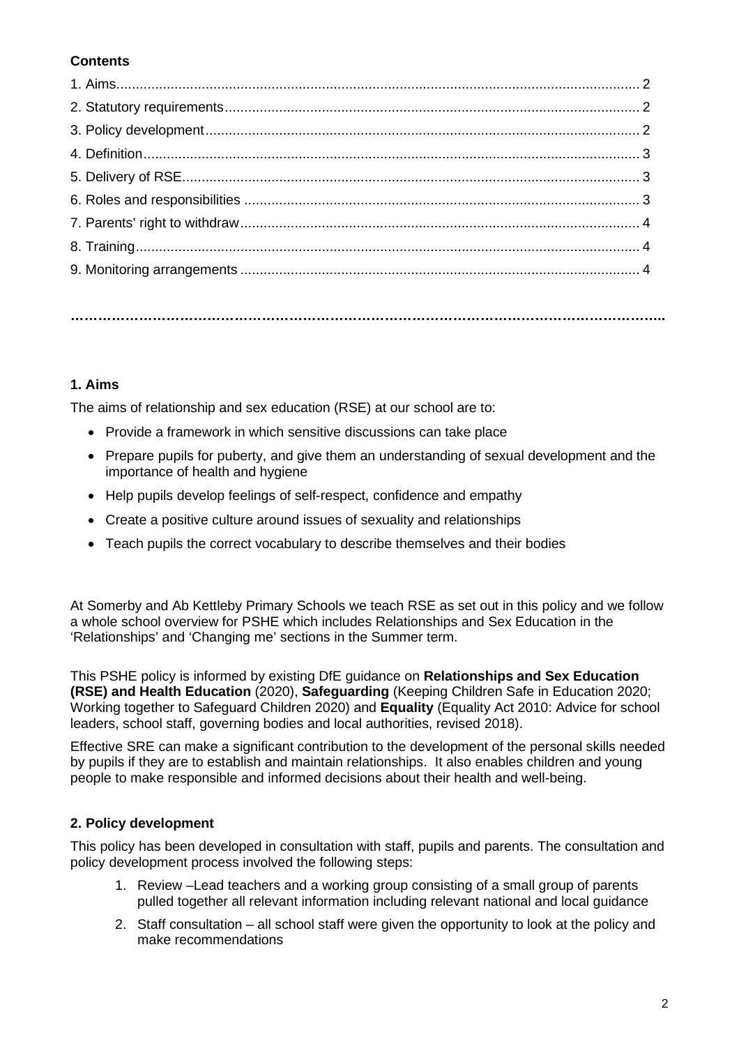**Contents**

1. Aims .......... 2
2. Statutory requirements .......... 2
3. Policy development .......... 2
4. Definition .......... 3
5. Delivery of RSE .......... 3
6. Roles and responsibilities .......... 3
7. Parents' right to withdraw .......... 4
8. Training .......... 4
9. Monitoring arrangements .......... 4

…………………………………………………………………………………………………………………

## 1. Aims

The aims of relationship and sex education (RSE) at our school are to:

- Provide a framework in which sensitive discussions can take place
- Prepare pupils for puberty, and give them an understanding of sexual development and the importance of health and hygiene
- Help pupils develop feelings of self-respect, confidence and empathy
- Create a positive culture around issues of sexuality and relationships
- Teach pupils the correct vocabulary to describe themselves and their bodies

At Somerby and Ab Kettleby Primary Schools we teach RSE as set out in this policy and we follow a whole school overview for PSHE which includes Relationships and Sex Education in the 'Relationships' and 'Changing me' sections in the Summer term.

This PSHE policy is informed by existing DfE guidance on **Relationships and Sex Education (RSE) and Health Education** (2020), **Safeguarding** (Keeping Children Safe in Education 2020; Working together to Safeguard Children 2020) and **Equality** (Equality Act 2010: Advice for school leaders, school staff, governing bodies and local authorities, revised 2018).

Effective SRE can make a significant contribution to the development of the personal skills needed by pupils if they are to establish and maintain relationships. It also enables children and young people to make responsible and informed decisions about their health and well-being.

## 2. Policy development

This policy has been developed in consultation with staff, pupils and parents. The consultation and policy development process involved the following steps:

1. Review –Lead teachers and a working group consisting of a small group of parents pulled together all relevant information including relevant national and local guidance
2. Staff consultation – all school staff were given the opportunity to look at the policy and make recommendations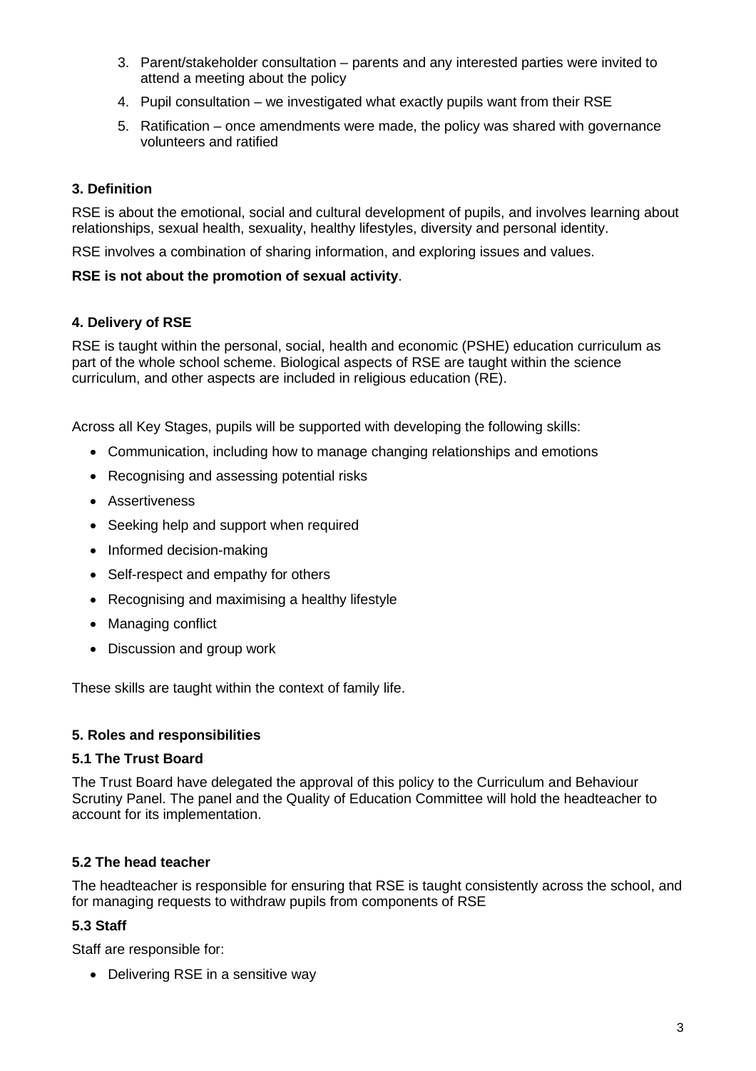3. Parent/stakeholder consultation – parents and any interested parties were invited to attend a meeting about the policy
4. Pupil consultation – we investigated what exactly pupils want from their RSE
5. Ratification – once amendments were made, the policy was shared with governance volunteers and ratified

### 3. Definition

RSE is about the emotional, social and cultural development of pupils, and involves learning about relationships, sexual health, sexuality, healthy lifestyles, diversity and personal identity.

RSE involves a combination of sharing information, and exploring issues and values.

**RSE is not about the promotion of sexual activity**.

### 4. Delivery of RSE

RSE is taught within the personal, social, health and economic (PSHE) education curriculum as part of the whole school scheme. Biological aspects of RSE are taught within the science curriculum, and other aspects are included in religious education (RE).

Across all Key Stages, pupils will be supported with developing the following skills:

- Communication, including how to manage changing relationships and emotions
- Recognising and assessing potential risks
- Assertiveness
- Seeking help and support when required
- Informed decision-making
- Self-respect and empathy for others
- Recognising and maximising a healthy lifestyle
- Managing conflict
- Discussion and group work

These skills are taught within the context of family life.

### 5. Roles and responsibilities

#### 5.1 The Trust Board

The Trust Board have delegated the approval of this policy to the Curriculum and Behaviour Scrutiny Panel. The panel and the Quality of Education Committee will hold the headteacher to account for its implementation.

#### 5.2 The head teacher

The headteacher is responsible for ensuring that RSE is taught consistently across the school, and for managing requests to withdraw pupils from components of RSE

#### 5.3 Staff

Staff are responsible for:

- Delivering RSE in a sensitive way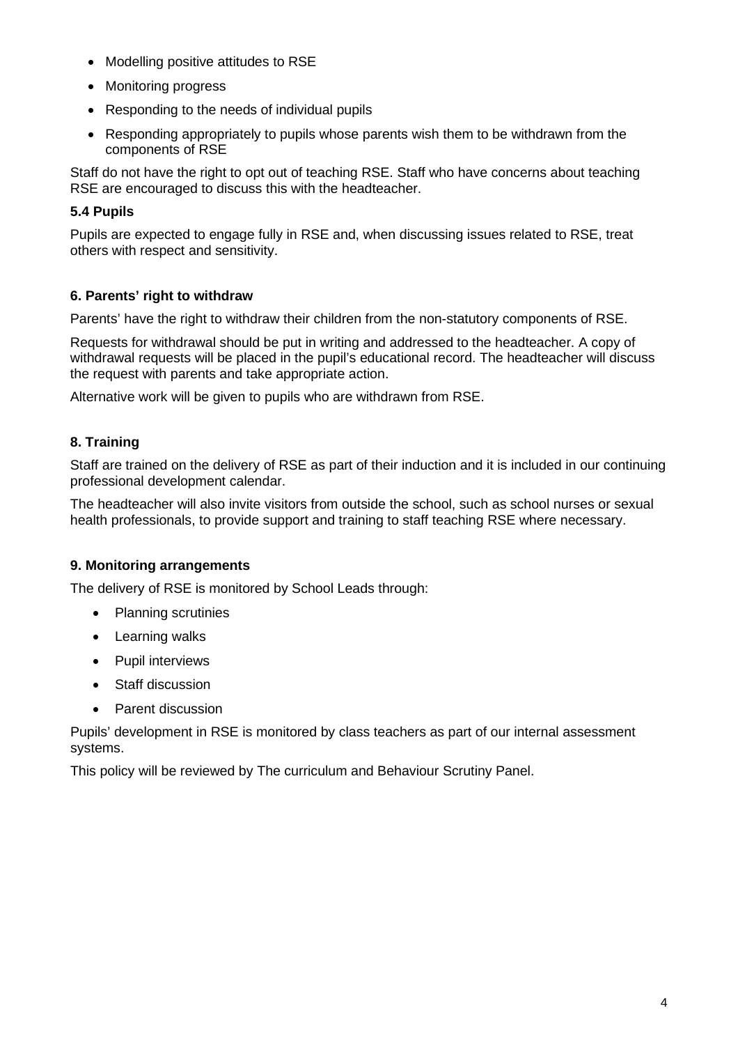- Modelling positive attitudes to RSE
- Monitoring progress
- Responding to the needs of individual pupils
- Responding appropriately to pupils whose parents wish them to be withdrawn from the components of RSE

Staff do not have the right to opt out of teaching RSE. Staff who have concerns about teaching RSE are encouraged to discuss this with the headteacher.

### 5.4 Pupils

Pupils are expected to engage fully in RSE and, when discussing issues related to RSE, treat others with respect and sensitivity.

## 6. Parents' right to withdraw

Parents' have the right to withdraw their children from the non-statutory components of RSE.

Requests for withdrawal should be put in writing and addressed to the headteacher. A copy of withdrawal requests will be placed in the pupil's educational record. The headteacher will discuss the request with parents and take appropriate action.

Alternative work will be given to pupils who are withdrawn from RSE.

## 8. Training

Staff are trained on the delivery of RSE as part of their induction and it is included in our continuing professional development calendar.

The headteacher will also invite visitors from outside the school, such as school nurses or sexual health professionals, to provide support and training to staff teaching RSE where necessary.

## 9. Monitoring arrangements

The delivery of RSE is monitored by School Leads through:

- Planning scrutinies
- Learning walks
- Pupil interviews
- Staff discussion
- Parent discussion

Pupils' development in RSE is monitored by class teachers as part of our internal assessment systems.

This policy will be reviewed by The curriculum and Behaviour Scrutiny Panel.